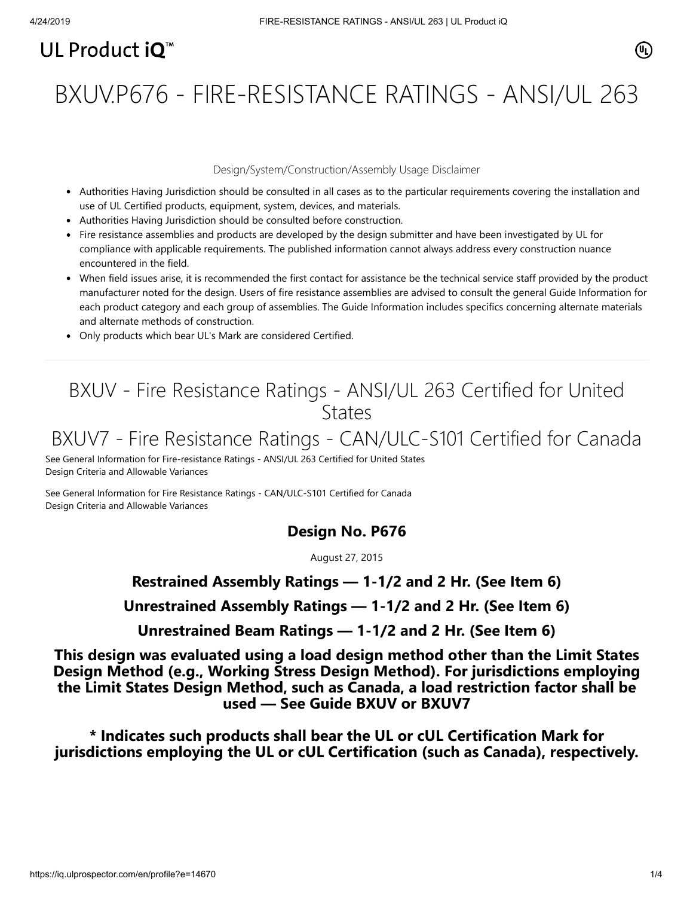UL Product iQ™

# BXUV.P676 - FIRE-RESISTANCE RATINGS - ANSI/UL 263

Design/System/Construction/Assembly Usage Disclaimer

- Authorities Having Jurisdiction should be consulted in all cases as to the particular requirements covering the installation and use of UL Certified products, equipment, system, devices, and materials.
- Authorities Having Jurisdiction should be consulted before construction.
- Fire resistance assemblies and products are developed by the design submitter and have been investigated by UL for compliance with applicable requirements. The published information cannot always address every construction nuance encountered in the field.
- When field issues arise, it is recommended the first contact for assistance be the technical service staff provided by the product manufacturer noted for the design. Users of fire resistance assemblies are advised to consult the general Guide Information for each product category and each group of assemblies. The Guide Information includes specifics concerning alternate materials and alternate methods of construction.
- Only products which bear UL's Mark are considered Certified.

## BXUV - Fire Resistance Ratings - ANSI/UL 263 Certified for United States

## BXUV7 - Fire Resistance Ratings - CAN/ULC-S101 Certified for Canada

See General Information for Fire-resistance Ratings - ANSI/UL 263 Certified for United States
Design Criteria and Allowable Variances

See General Information for Fire Resistance Ratings - CAN/ULC-S101 Certified for Canada
Design Criteria and Allowable Variances

### Design No. P676

August 27, 2015

### Restrained Assembly Ratings — 1-1/2 and 2 Hr. (See Item 6)

### Unrestrained Assembly Ratings — 1-1/2 and 2 Hr. (See Item 6)

### Unrestrained Beam Ratings — 1-1/2 and 2 Hr. (See Item 6)

**This design was evaluated using a load design method other than the Limit States Design Method (e.g., Working Stress Design Method). For jurisdictions employing the Limit States Design Method, such as Canada, a load restriction factor shall be used — See Guide BXUV or BXUV7**

**\* Indicates such products shall bear the UL or cUL Certification Mark for jurisdictions employing the UL or cUL Certification (such as Canada), respectively.**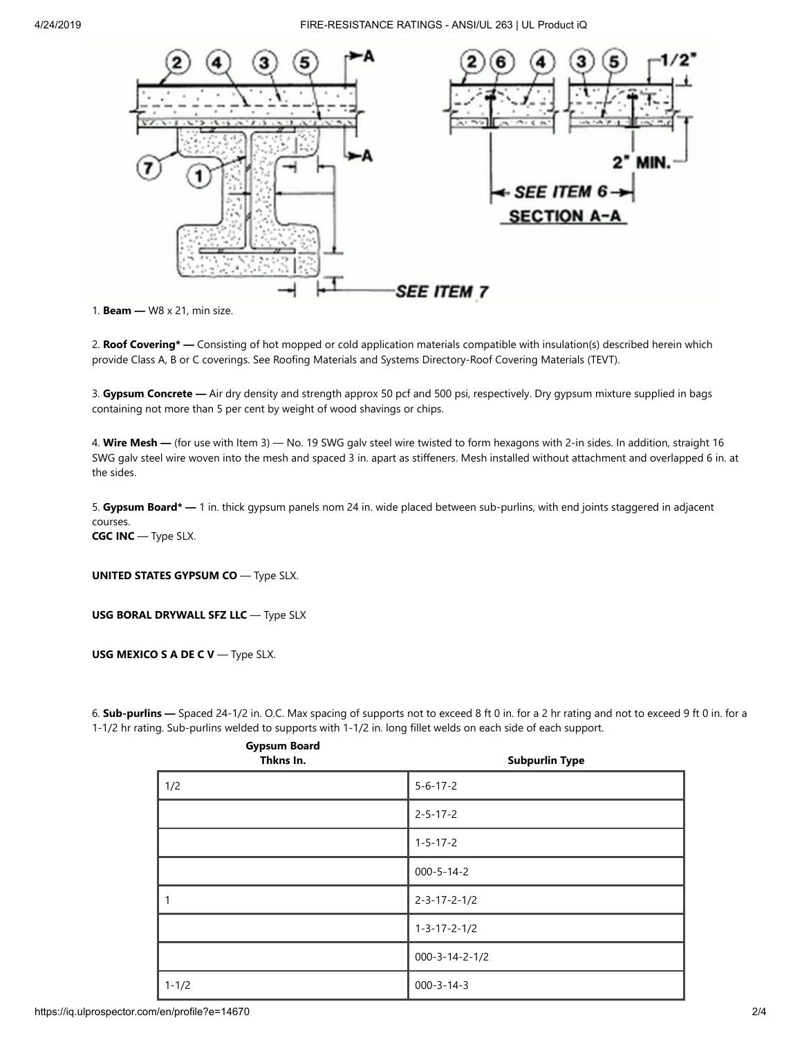1. **Beam —** W8 x 21, min size.

2. **Roof Covering* —** Consisting of hot mopped or cold application materials compatible with insulation(s) described herein which provide Class A, B or C coverings. See Roofing Materials and Systems Directory-Roof Covering Materials (TEVT).

3. **Gypsum Concrete —** Air dry density and strength approx 50 pcf and 500 psi, respectively. Dry gypsum mixture supplied in bags containing not more than 5 per cent by weight of wood shavings or chips.

4. **Wire Mesh —** (for use with Item 3) — No. 19 SWG galv steel wire twisted to form hexagons with 2-in sides. In addition, straight 16 SWG galv steel wire woven into the mesh and spaced 3 in. apart as stiffeners. Mesh installed without attachment and overlapped 6 in. at the sides.

5. **Gypsum Board* —** 1 in. thick gypsum panels nom 24 in. wide placed between sub-purlins, with end joints staggered in adjacent courses.
**CGC INC** — Type SLX.

**UNITED STATES GYPSUM CO** — Type SLX.

**USG BORAL DRYWALL SFZ LLC** — Type SLX

**USG MEXICO S A DE C V** — Type SLX.

6. **Sub-purlins —** Spaced 24-1/2 in. O.C. Max spacing of supports not to exceed 8 ft 0 in. for a 2 hr rating and not to exceed 9 ft 0 in. for a 1-1/2 hr rating. Sub-purlins welded to supports with 1-1/2 in. long fillet welds on each side of each support.

| Gypsum Board Thkns In. | Subpurlin Type |
|---|---|
| 1/2 | 5-6-17-2 |
| | 2-5-17-2 |
| | 1-5-17-2 |
| | 000-5-14-2 |
| 1 | 2-3-17-2-1/2 |
| | 1-3-17-2-1/2 |
| | 000-3-14-2-1/2 |
| 1-1/2 | 000-3-14-3 |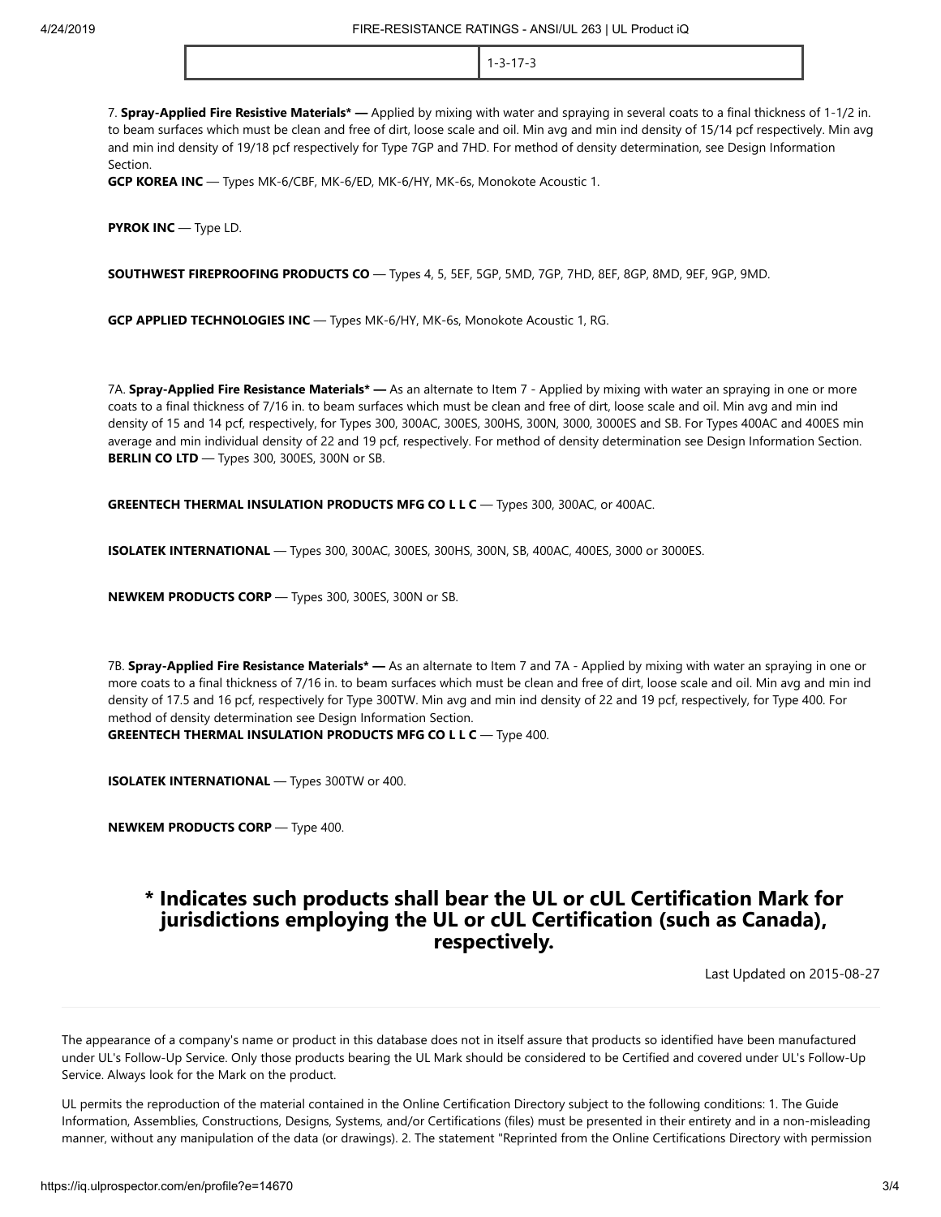|  | 1-3-17-3 |
|---|---|

7. **Spray-Applied Fire Resistive Materials* —** Applied by mixing with water and spraying in several coats to a final thickness of 1-1/2 in. to beam surfaces which must be clean and free of dirt, loose scale and oil. Min avg and min ind density of 15/14 pcf respectively. Min avg and min ind density of 19/18 pcf respectively for Type 7GP and 7HD. For method of density determination, see Design Information Section.

**GCP KOREA INC** — Types MK-6/CBF, MK-6/ED, MK-6/HY, MK-6s, Monokote Acoustic 1.

**PYROK INC** — Type LD.

**SOUTHWEST FIREPROOFING PRODUCTS CO** — Types 4, 5, 5EF, 5GP, 5MD, 7GP, 7HD, 8EF, 8GP, 8MD, 9EF, 9GP, 9MD.

**GCP APPLIED TECHNOLOGIES INC** — Types MK-6/HY, MK-6s, Monokote Acoustic 1, RG.

7A. **Spray-Applied Fire Resistance Materials* —** As an alternate to Item 7 - Applied by mixing with water an spraying in one or more coats to a final thickness of 7/16 in. to beam surfaces which must be clean and free of dirt, loose scale and oil. Min avg and min ind density of 15 and 14 pcf, respectively, for Types 300, 300AC, 300ES, 300HS, 300N, 3000, 3000ES and SB. For Types 400AC and 400ES min average and min individual density of 22 and 19 pcf, respectively. For method of density determination see Design Information Section.

**BERLIN CO LTD** — Types 300, 300ES, 300N or SB.

**GREENTECH THERMAL INSULATION PRODUCTS MFG CO L L C** — Types 300, 300AC, or 400AC.

**ISOLATEK INTERNATIONAL** — Types 300, 300AC, 300ES, 300HS, 300N, SB, 400AC, 400ES, 3000 or 3000ES.

**NEWKEM PRODUCTS CORP** — Types 300, 300ES, 300N or SB.

7B. **Spray-Applied Fire Resistance Materials* —** As an alternate to Item 7 and 7A - Applied by mixing with water an spraying in one or more coats to a final thickness of 7/16 in. to beam surfaces which must be clean and free of dirt, loose scale and oil. Min avg and min ind density of 17.5 and 16 pcf, respectively for Type 300TW. Min avg and min ind density of 22 and 19 pcf, respectively, for Type 400. For method of density determination see Design Information Section.

**GREENTECH THERMAL INSULATION PRODUCTS MFG CO L L C** — Type 400.

**ISOLATEK INTERNATIONAL** — Types 300TW or 400.

**NEWKEM PRODUCTS CORP** — Type 400.

## * Indicates such products shall bear the UL or cUL Certification Mark for jurisdictions employing the UL or cUL Certification (such as Canada), respectively.

Last Updated on 2015-08-27

The appearance of a company's name or product in this database does not in itself assure that products so identified have been manufactured under UL's Follow-Up Service. Only those products bearing the UL Mark should be considered to be Certified and covered under UL's Follow-Up Service. Always look for the Mark on the product.

UL permits the reproduction of the material contained in the Online Certification Directory subject to the following conditions: 1. The Guide Information, Assemblies, Constructions, Designs, Systems, and/or Certifications (files) must be presented in their entirety and in a non-misleading manner, without any manipulation of the data (or drawings). 2. The statement "Reprinted from the Online Certifications Directory with permission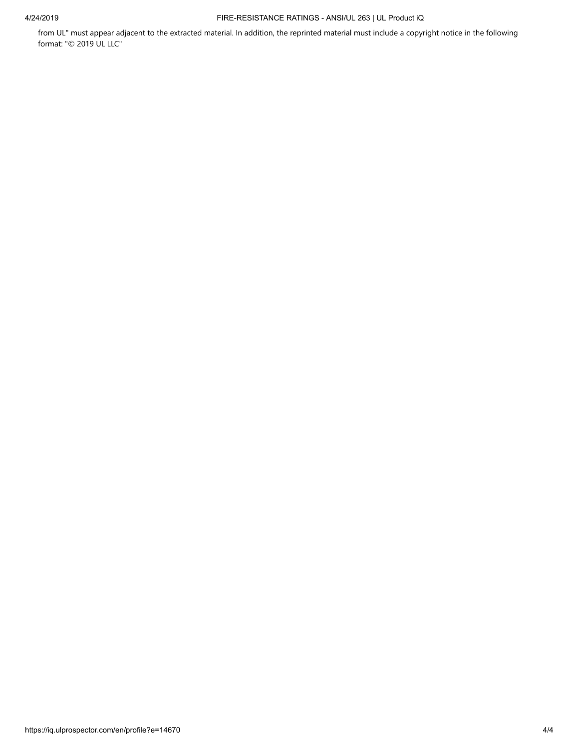from UL" must appear adjacent to the extracted material. In addition, the reprinted material must include a copyright notice in the following format: "© 2019 UL LLC"